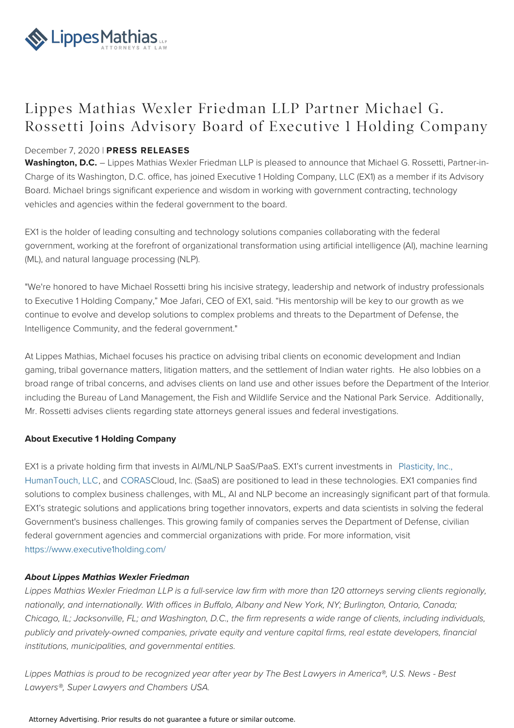# Lippes Mathias Wexler Friedman LLP Partner Michael G. Rossetti Joins Advisory Board of Executive 1 Holding Company

December 7, 2020 | **PRESS RELEASES**

**Washington, D.C.** – Lippes Mathias Wexler Friedman LLP is pleased to announce that Michael G. Rossetti, Partner-in-Charge of its Washington, D.C. office, has joined Executive 1 Holding Company, LLC (EX1) as a member if its Advisory Board. Michael brings significant experience and wisdom in working with government contracting, technology vehicles and agencies within the federal government to the board.

EX1 is the holder of leading consulting and technology solutions companies collaborating with the federal government, working at the forefront of organizational transformation using artificial intelligence (AI), machine learning (ML), and natural language processing (NLP).

"We're honored to have Michael Rossetti bring his incisive strategy, leadership and network of industry professionals to Executive 1 Holding Company," Moe Jafari, CEO of EX1, said. "His mentorship will be key to our growth as we continue to evolve and develop solutions to complex problems and threats to the Department of Defense, the Intelligence Community, and the federal government."

At Lippes Mathias, Michael focuses his practice on advising tribal clients on economic development and Indian gaming, tribal governance matters, litigation matters, and the settlement of Indian water rights. He also lobbies on a broad range of tribal concerns, and advises clients on land use and other issues before the Department of the Interior, including the Bureau of Land Management, the Fish and Wildlife Service and the National Park Service. Additionally, Mr. Rossetti advises clients regarding state attorneys general issues and federal investigations.

**About Executive 1 Holding Company**

EX1 is a private holding firm that invests in AI/ML/NLP SaaS/PaaS. EX1's current investments in Plasticity, Inc., HumanTouch, LLC, and CORASCloud, Inc. (SaaS) are positioned to lead in these technologies. EX1 companies find solutions to complex business challenges, with ML, AI and NLP become an increasingly significant part of that formula. EX1's strategic solutions and applications bring together innovators, experts and data scientists in solving the federal Government's business challenges. This growing family of companies serves the Department of Defense, civilian federal government agencies and commercial organizations with pride. For more information, visit https://www.executive1holding.com/

***About Lippes Mathias Wexler Friedman***

*Lippes Mathias Wexler Friedman LLP is a full-service law firm with more than 120 attorneys serving clients regionally, nationally, and internationally. With offices in Buffalo, Albany and New York, NY; Burlington, Ontario, Canada; Chicago, IL; Jacksonville, FL; and Washington, D.C., the firm represents a wide range of clients, including individuals, publicly and privately-owned companies, private equity and venture capital firms, real estate developers, financial institutions, municipalities, and governmental entities.*

*Lippes Mathias is proud to be recognized year after year by The Best Lawyers in America®, U.S. News - Best Lawyers®, Super Lawyers and Chambers USA.*

Attorney Advertising. Prior results do not guarantee a future or similar outcome.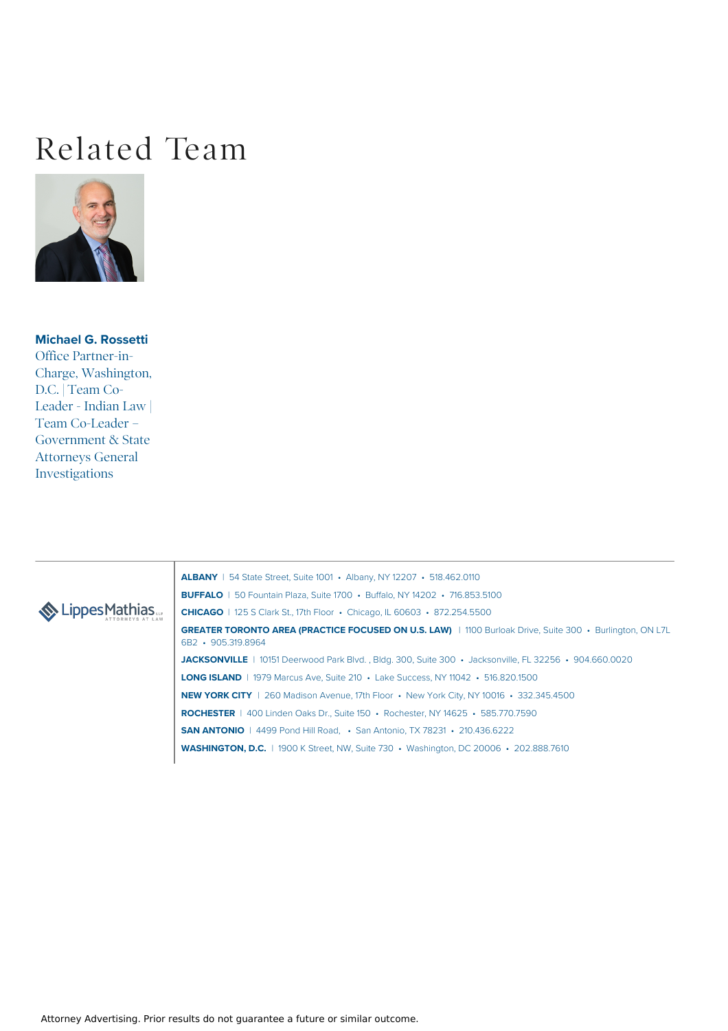# Related Team

**Michael G. Rossetti**
Office Partner-in-Charge, Washington, D.C. | Team Co-Leader - Indian Law | Team Co-Leader – Government & State Attorneys General Investigations

LippesMathias LLP ATTORNEYS AT LAW

**ALBANY** | 54 State Street, Suite 1001 • Albany, NY 12207 • 518.462.0110

**BUFFALO** | 50 Fountain Plaza, Suite 1700 • Buffalo, NY 14202 • 716.853.5100

**CHICAGO** | 125 S Clark St., 17th Floor • Chicago, IL 60603 • 872.254.5500

**GREATER TORONTO AREA (PRACTICE FOCUSED ON U.S. LAW)** | 1100 Burloak Drive, Suite 300 • Burlington, ON L7L 6B2 • 905.319.8964

**JACKSONVILLE** | 10151 Deerwood Park Blvd. , Bldg. 300, Suite 300 • Jacksonville, FL 32256 • 904.660.0020

**LONG ISLAND** | 1979 Marcus Ave, Suite 210 • Lake Success, NY 11042 • 516.820.1500

**NEW YORK CITY** | 260 Madison Avenue, 17th Floor • New York City, NY 10016 • 332.345.4500

**ROCHESTER** | 400 Linden Oaks Dr., Suite 150 • Rochester, NY 14625 • 585.770.7590

**SAN ANTONIO** | 4499 Pond Hill Road, • San Antonio, TX 78231 • 210.436.6222

**WASHINGTON, D.C.** | 1900 K Street, NW, Suite 730 • Washington, DC 20006 • 202.888.7610

Attorney Advertising. Prior results do not guarantee a future or similar outcome.